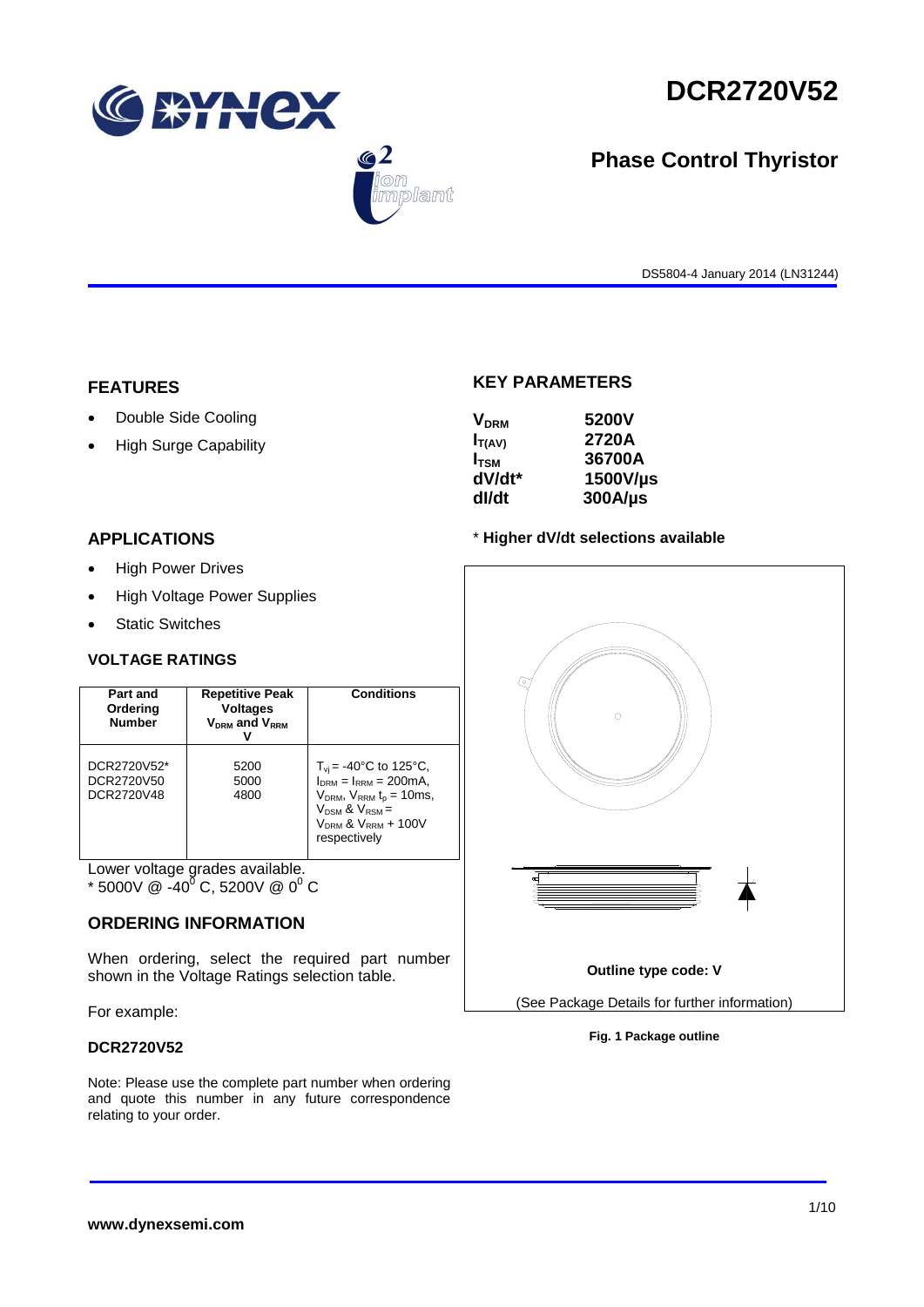# DCR2720V52

## Phase Control Thyristor

DS5804-4 January 2014 (LN31244)

## FEATURES

- Double Side Cooling
- High Surge Capability

## APPLICATIONS

- High Power Drives
- High Voltage Power Supplies
- Static Switches

## KEY PARAMETERS

| | |
|---|---|
| $V_{DRM}$ | 5200V |
| $I_{T(AV)}$ | 2720A |
| $I_{TSM}$ | 36700A |
| dV/dt* | 1500V/µs |
| dI/dt | 300A/µs |

**\* Higher dV/dt selections available**

## VOLTAGE RATINGS

| Part and Ordering Number | Repetitive Peak Voltages $V_{DRM}$ and $V_{RRM}$ V | Conditions |
|---|---|---|
| DCR2720V52*<br>DCR2720V50<br>DCR2720V48 | 5200<br>5000<br>4800 | $T_{vj}$ = -40°C to 125°C, $I_{DRM}$ = $I_{RRM}$ = 200mA, $V_{DRM}$, $V_{RRM}$ $t_p$ = 10ms, $V_{DSM}$ & $V_{RSM}$ = $V_{DRM}$ & $V_{RRM}$ + 100V respectively |

Lower voltage grades available.
\* 5000V @ -40$^0$ C, 5200V @ 0$^0$ C

## ORDERING INFORMATION

When ordering, select the required part number shown in the Voltage Ratings selection table.

For example:

**DCR2720V52**

Note: Please use the complete part number when ordering and quote this number in any future correspondence relating to your order.

**Outline type code: V**

(See Package Details for further information)

**Fig. 1 Package outline**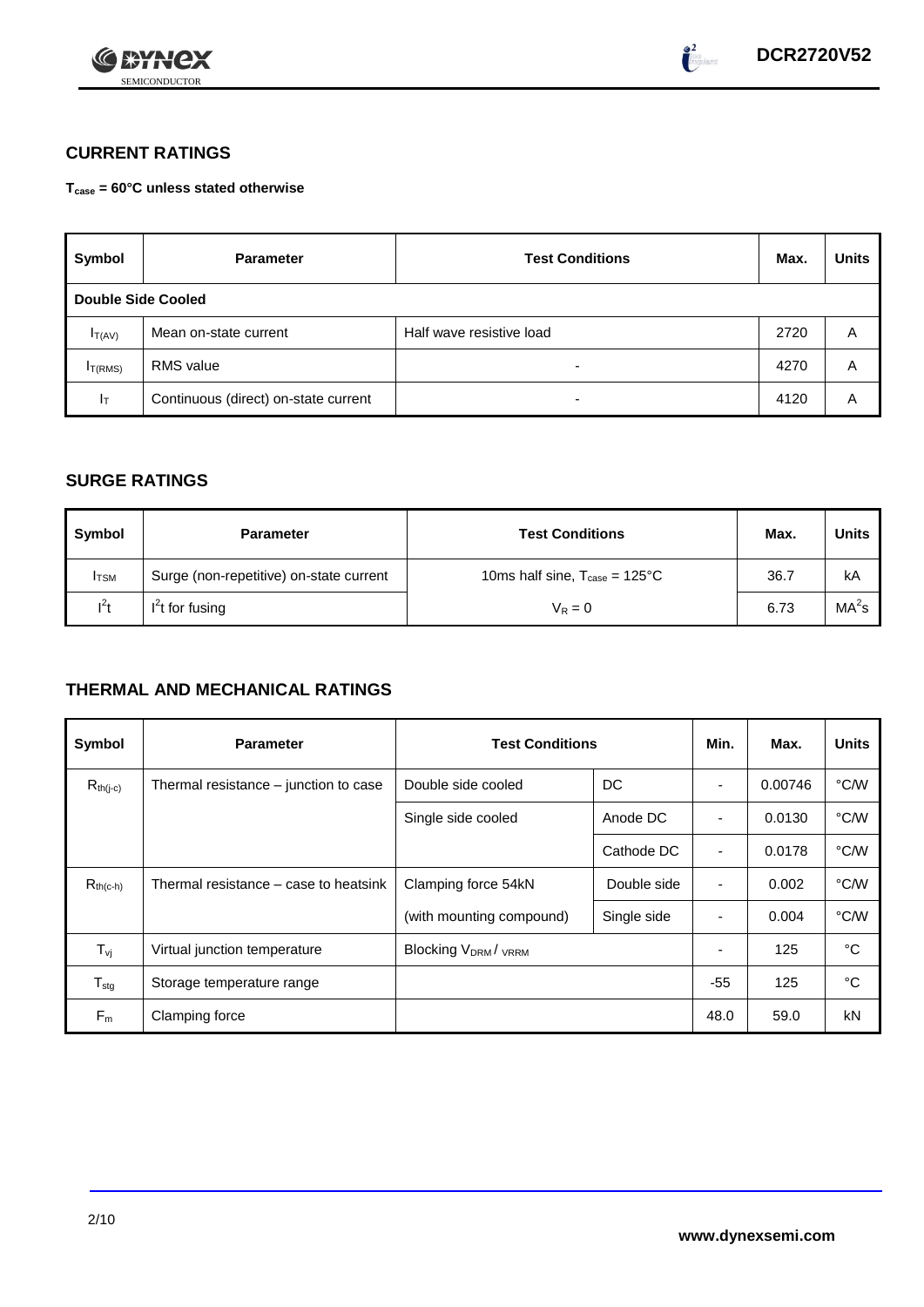## CURRENT RATINGS

**$T_{case}$ = 60°C unless stated otherwise**

| Symbol | Parameter | Test Conditions | Max. | Units |
|---|---|---|---|---|
| **Double Side Cooled** | | | | |
| $I_{T(AV)}$ | Mean on-state current | Half wave resistive load | 2720 | A |
| $I_{T(RMS)}$ | RMS value | - | 4270 | A |
| $I_T$ | Continuous (direct) on-state current | - | 4120 | A |

## SURGE RATINGS

| Symbol | Parameter | Test Conditions | Max. | Units |
|---|---|---|---|---|
| $I_{TSM}$ | Surge (non-repetitive) on-state current | 10ms half sine, $T_{case}$ = 125°C | 36.7 | kA |
| $I^2t$ | $I^2t$ for fusing | $V_R = 0$ | 6.73 | $MA^2s$ |

## THERMAL AND MECHANICAL RATINGS

| Symbol | Parameter | Test Conditions | | Min. | Max. | Units |
|---|---|---|---|---|---|---|
| $R_{th(j-c)}$ | Thermal resistance – junction to case | Double side cooled | DC | - | 0.00746 | °C/W |
| | | Single side cooled | Anode DC | - | 0.0130 | °C/W |
| | | | Cathode DC | - | 0.0178 | °C/W |
| $R_{th(c-h)}$ | Thermal resistance – case to heatsink | Clamping force 54kN | Double side | - | 0.002 | °C/W |
| | | (with mounting compound) | Single side | - | 0.004 | °C/W |
| $T_{vj}$ | Virtual junction temperature | Blocking $V_{DRM}$ / $V_{RRM}$ | | - | 125 | °C |
| $T_{stg}$ | Storage temperature range | | | -55 | 125 | °C |
| $F_m$ | Clamping force | | | 48.0 | 59.0 | kN |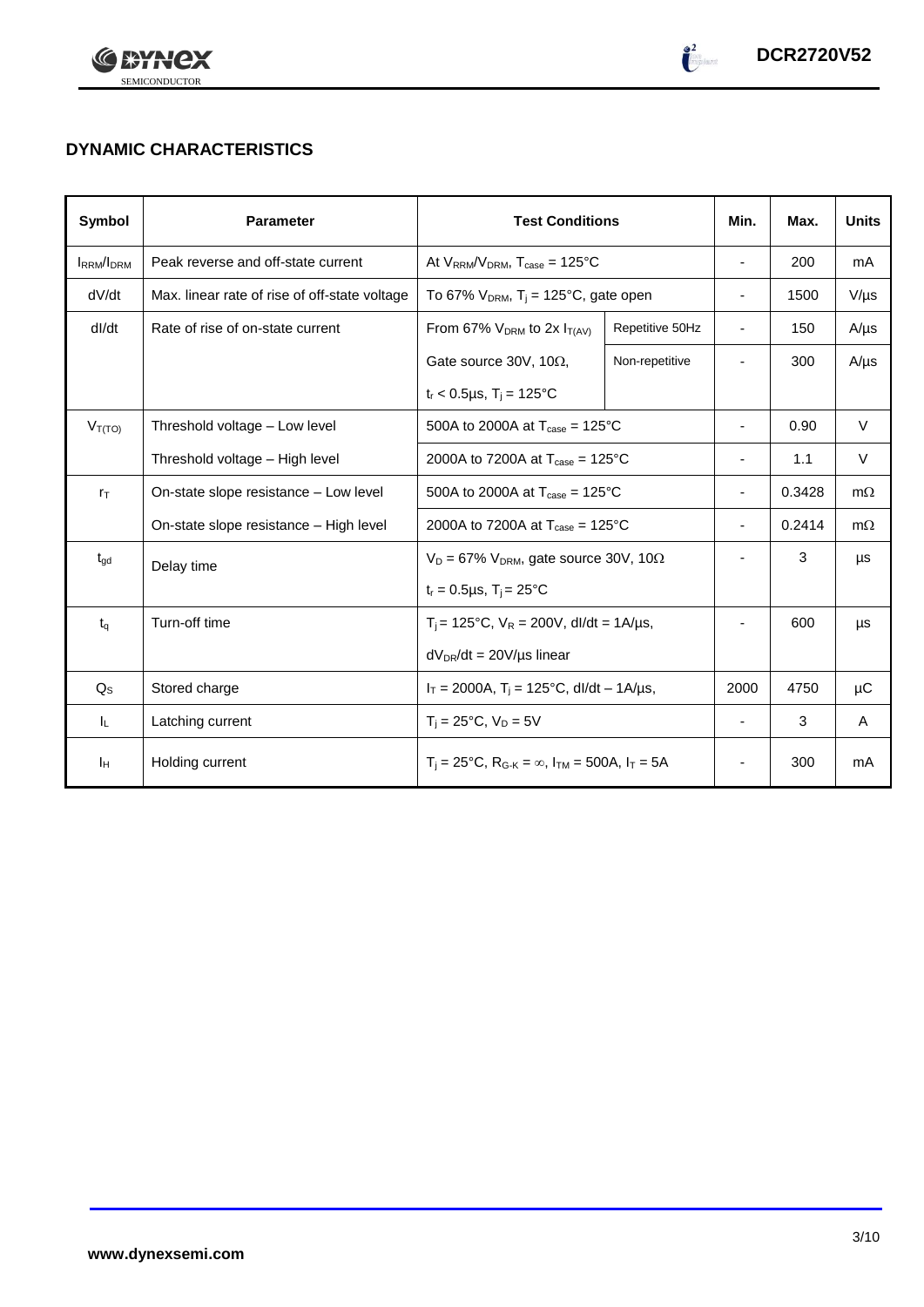## DYNAMIC CHARACTERISTICS

| Symbol | Parameter | Test Conditions | | Min. | Max. | Units |
|---|---|---|---|---|---|---|
| $I_{RRM}/I_{DRM}$ | Peak reverse and off-state current | At $V_{RRM}/V_{DRM}$, $T_{case}$ = 125°C | | - | 200 | mA |
| dV/dt | Max. linear rate of rise of off-state voltage | To 67% $V_{DRM}$, $T_j$ = 125°C, gate open | | - | 1500 | V/µs |
| dI/dt | Rate of rise of on-state current | From 67% $V_{DRM}$ to 2x $I_{T(AV)}$ | Repetitive 50Hz | - | 150 | A/µs |
| | | Gate source 30V, 10Ω, | Non-repetitive | - | 300 | A/µs |
| | | $t_r$ < 0.5µs, $T_j$ = 125°C | | | | |
| $V_{T(TO)}$ | Threshold voltage – Low level | 500A to 2000A at $T_{case}$ = 125°C | | - | 0.90 | V |
| | Threshold voltage – High level | 2000A to 7200A at $T_{case}$ = 125°C | | - | 1.1 | V |
| $r_T$ | On-state slope resistance – Low level | 500A to 2000A at $T_{case}$ = 125°C | | - | 0.3428 | mΩ |
| | On-state slope resistance – High level | 2000A to 7200A at $T_{case}$ = 125°C | | - | 0.2414 | mΩ |
| $t_{gd}$ | Delay time | $V_D$ = 67% $V_{DRM}$, gate source 30V, 10Ω | | - | 3 | µs |
| | | $t_r$ = 0.5µs, $T_j$ = 25°C | | | | |
| $t_q$ | Turn-off time | $T_j$ = 125°C, $V_R$ = 200V, dI/dt = 1A/µs, | | - | 600 | µs |
| | | $dV_{DR}/dt$ = 20V/µs linear | | | | |
| $Q_S$ | Stored charge | $I_T$ = 2000A, $T_j$ = 125°C, dI/dt – 1A/µs, | | 2000 | 4750 | µC |
| $I_L$ | Latching current | $T_j$ = 25°C, $V_D$ = 5V | | - | 3 | A |
| $I_H$ | Holding current | $T_j$ = 25°C, $R_{G-K}$ = ∞, $I_{TM}$ = 500A, $I_T$ = 5A | | - | 300 | mA |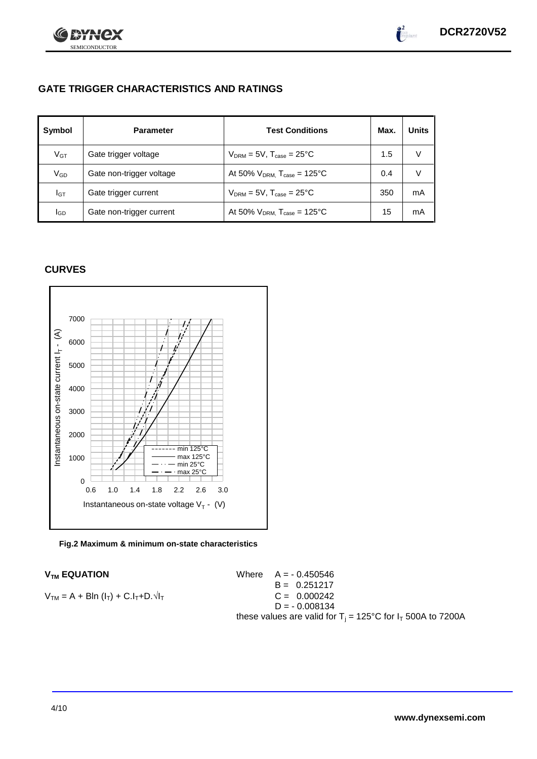## GATE TRIGGER CHARACTERISTICS AND RATINGS

| Symbol | Parameter | Test Conditions | Max. | Units |
|---|---|---|---|---|
| $V_{GT}$ | Gate trigger voltage | $V_{DRM} = 5V$, $T_{case} = 25°C$ | 1.5 | V |
| $V_{GD}$ | Gate non-trigger voltage | At 50% $V_{DRM}$, $T_{case} = 125°C$ | 0.4 | V |
| $I_{GT}$ | Gate trigger current | $V_{DRM} = 5V$, $T_{case} = 25°C$ | 350 | mA |
| $I_{GD}$ | Gate non-trigger current | At 50% $V_{DRM}$, $T_{case} = 125°C$ | 15 | mA |

## CURVES

**Fig.2 Maximum & minimum on-state characteristics**

### $V_{TM}$ EQUATION

$$V_{TM} = A + B\ln(I_T) + C.I_T + D.\sqrt{I_T}$$

Where
$A = -0.450546$
$B = 0.251217$
$C = 0.000242$
$D = -0.008134$

these values are valid for $T_j = 125°C$ for $I_T$ 500A to 7200A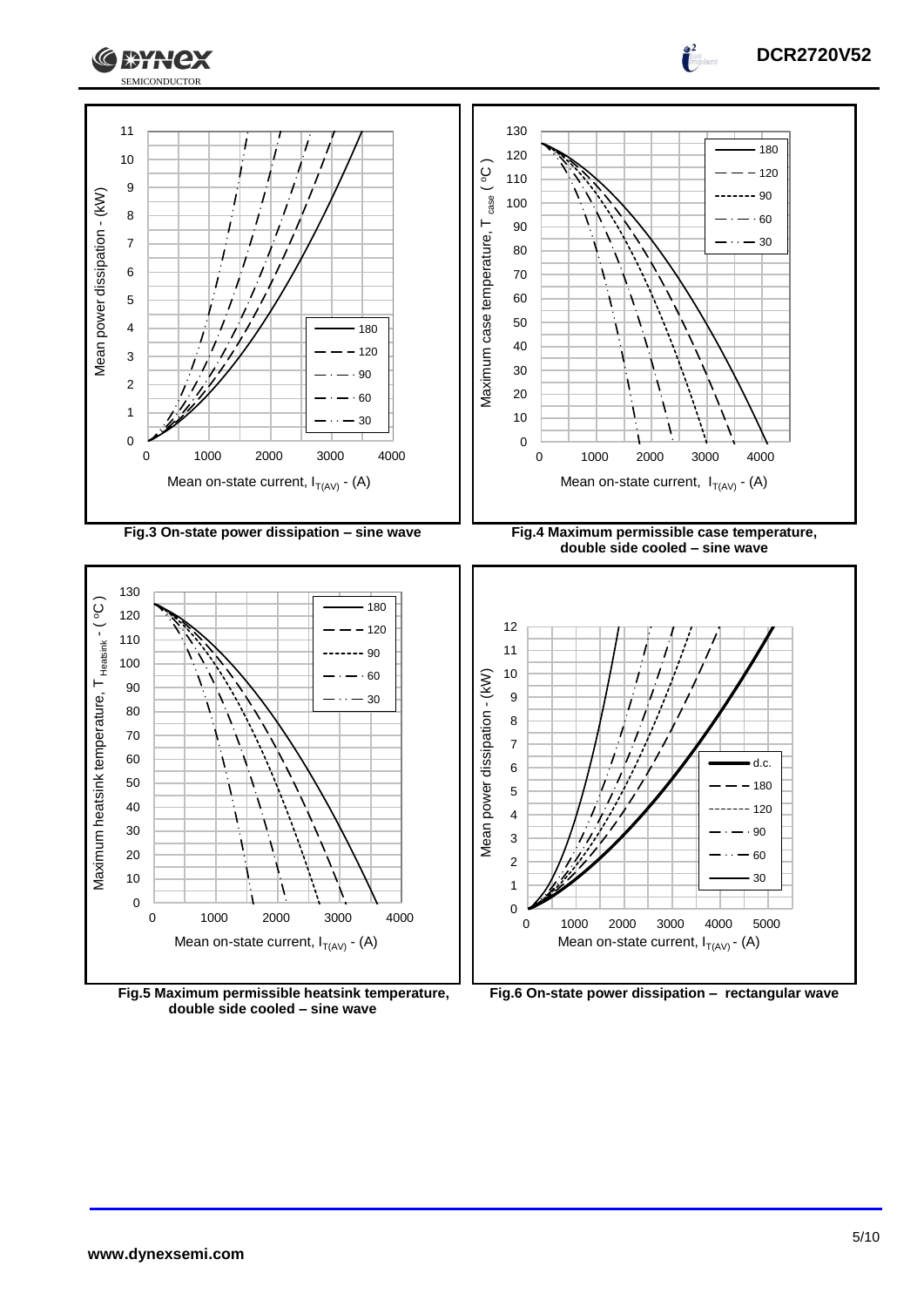Fig.3 On-state power dissipation – sine wave

Fig.4 Maximum permissible case temperature, double side cooled – sine wave

Fig.5 Maximum permissible heatsink temperature, double side cooled – sine wave

Fig.6 On-state power dissipation – rectangular wave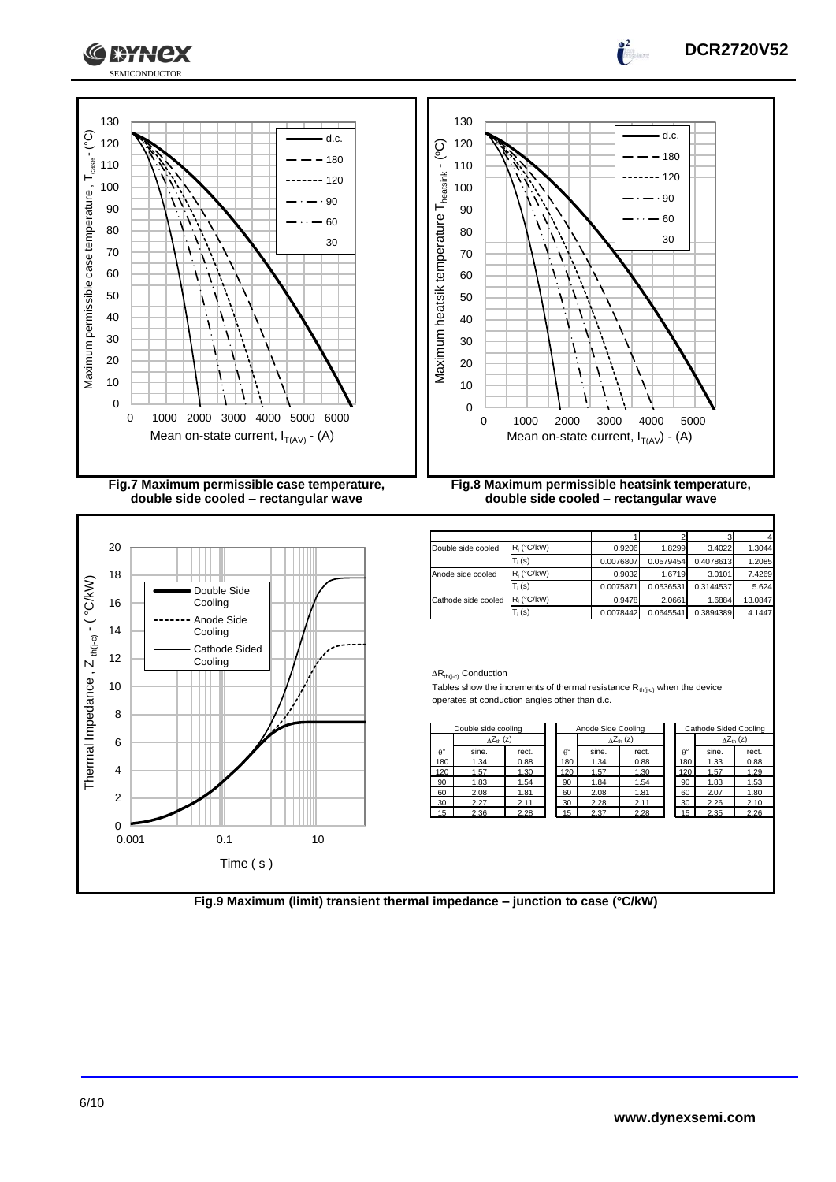Fig.7 Maximum permissible case temperature, double side cooled – rectangular wave

Fig.8 Maximum permissible heatsink temperature, double side cooled – rectangular wave

| | | 1 | 2 | 3 | 4 |
|---|---|---|---|---|---|
| Double side cooled | $R_i$ (°C/kW) | 0.9206 | 1.8299 | 3.4022 | 1.3044 |
| | $T_i$ (s) | 0.0076807 | 0.0579454 | 0.4078613 | 1.2085 |
| Anode side cooled | $R_i$ (°C/kW) | 0.9032 | 1.6719 | 3.0101 | 7.4269 |
| | $T_i$ (s) | 0.0075871 | 0.0536531 | 0.3144537 | 5.624 |
| Cathode side cooled | $R_i$ (°C/kW) | 0.9478 | 2.0661 | 1.6884 | 13.0847 |
| | $T_i$ (s) | 0.0078442 | 0.0645541 | 0.3894389 | 4.1447 |

$\Delta R_{th(j-c)}$ Conduction

Tables show the increments of thermal resistance $R_{th(j-c)}$ when the device operates at conduction angles other than d.c.

| Double side cooling | | |
|---|---|---|
| | $\Delta Z_{th}$ (z) | |
| θ° | sine. | rect. |
| 180 | 1.34 | 0.88 |
| 120 | 1.57 | 1.30 |
| 90 | 1.83 | 1.54 |
| 60 | 2.08 | 1.81 |
| 30 | 2.27 | 2.11 |
| 15 | 2.36 | 2.28 |

| Anode Side Cooling | | |
|---|---|---|
| | $\Delta Z_{th}$ (z) | |
| θ° | sine. | rect. |
| 180 | 1.34 | 0.88 |
| 120 | 1.57 | 1.30 |
| 90 | 1.84 | 1.54 |
| 60 | 2.08 | 1.81 |
| 30 | 2.28 | 2.11 |
| 15 | 2.37 | 2.28 |

| Cathode Sided Cooling | | |
|---|---|---|
| | $\Delta Z_{th}$ (z) | |
| θ° | sine. | rect. |
| 180 | 1.33 | 0.88 |
| 120 | 1.57 | 1.29 |
| 90 | 1.83 | 1.53 |
| 60 | 2.07 | 1.80 |
| 30 | 2.26 | 2.10 |
| 15 | 2.35 | 2.26 |

Fig.9 Maximum (limit) transient thermal impedance – junction to case (°C/kW)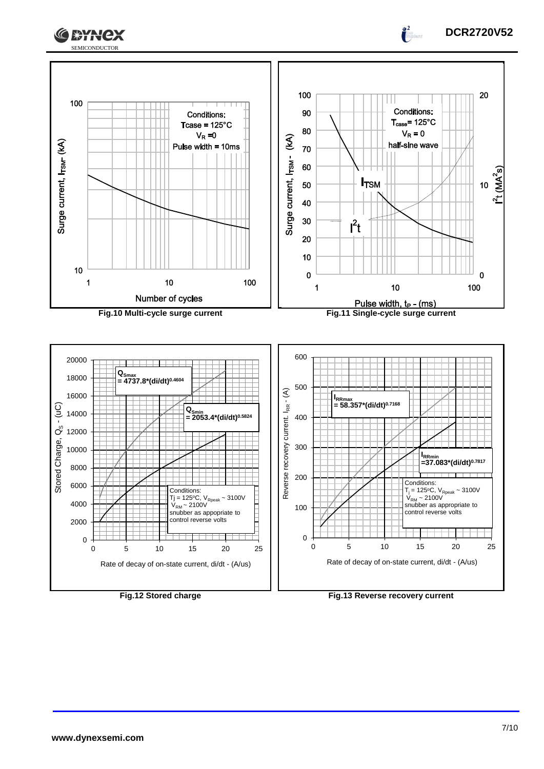Conditions:
Tcase = 125°C
$V_R$ = 0
Pulse width = 10ms

Surge current, $I_{TSM}$ - (kA)

Number of cycles

**Fig.10 Multi-cycle surge current**

Conditions:
$T_{case}$ = 125°C
$V_R$ = 0
half-sine wave

Surge current, $I_{TSM}$ - (kA)

$I^2t$ ($MA^2s$)

Pulse width, $t_P$ - (ms)

**Fig.11 Single-cycle surge current**

$Q_{Smax}$ = 4737.8*(di/dt)$^{0.4604}$

$Q_{Smin}$ = 2053.4*(di/dt)$^{0.5824}$

Conditions:
Tj = 125°C, $V_{Rpeak}$ ~ 3100V
$V_{RM}$ ~ 2100V
snubber as appropriate to control reverse volts

Stored Charge, $Q_S$ - (uC)

Rate of decay of on-state current, di/dt - (A/us)

**Fig.12 Stored charge**

$I_{RRmax}$ = 58.357*(di/dt)$^{0.7168}$

$I_{RRmin}$ =37.083*(di/dt)$^{0.7817}$

Conditions:
$T_j$ = 125°C, $V_{Rpeak}$ ~ 3100V
$V_{RM}$ ~ 2100V
snubber as appropriate to control reverse volts

Reverse recovery current, $I_{RR}$ - (A)

Rate of decay of on-state current, di/dt - (A/us)

**Fig.13 Reverse recovery current**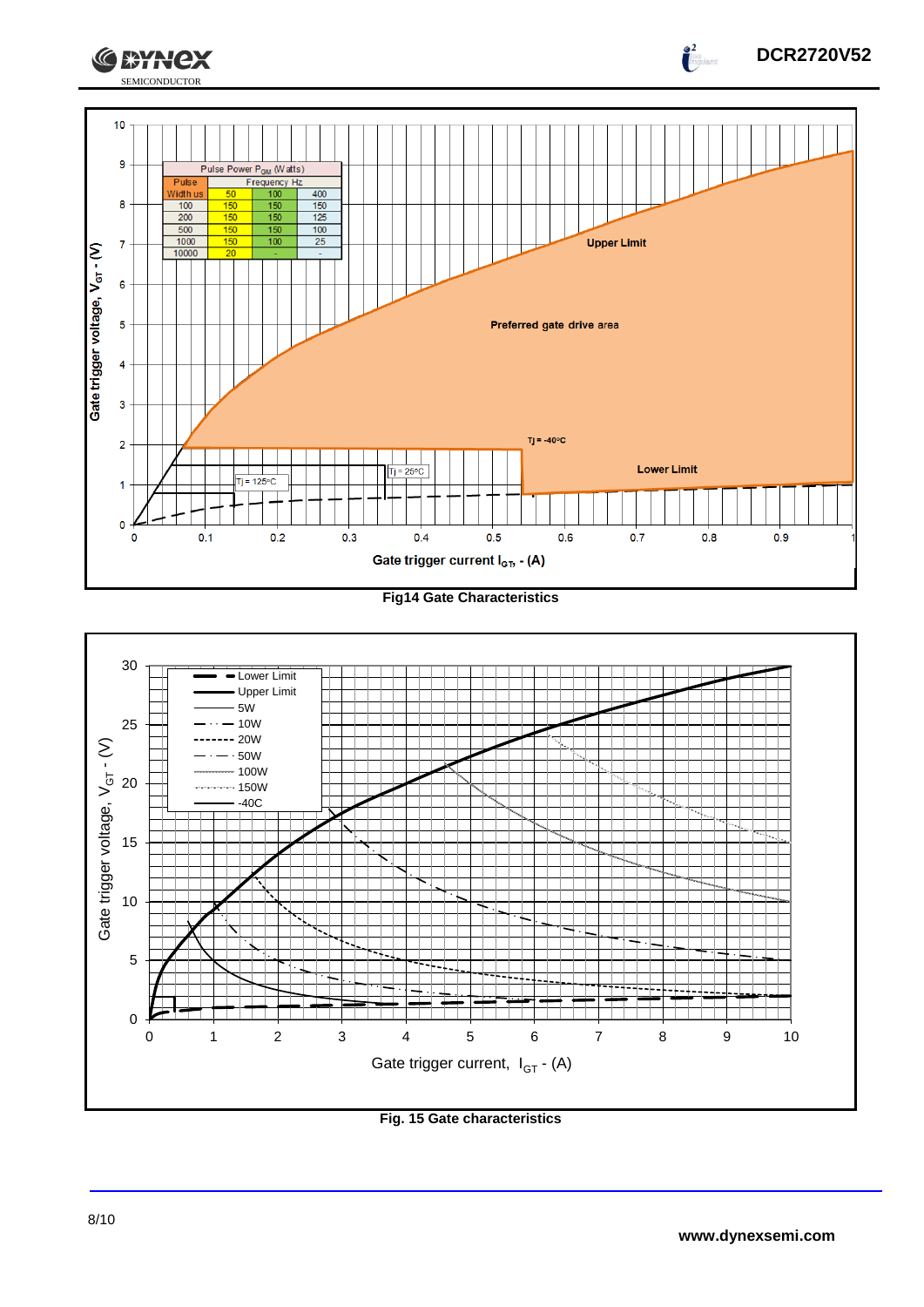| Pulse Width us | Pulse Power $P_{GM}$ (Watts) | | |
|---|---|---|---|
| | Frequency Hz | | |
| | 50 | 100 | 400 |
| 100 | 150 | 150 | 150 |
| 200 | 150 | 150 | 125 |
| 500 | 150 | 150 | 100 |
| 1000 | 150 | 100 | 25 |
| 10000 | 20 | - | - |

Fig14 Gate Characteristics

Fig. 15 Gate characteristics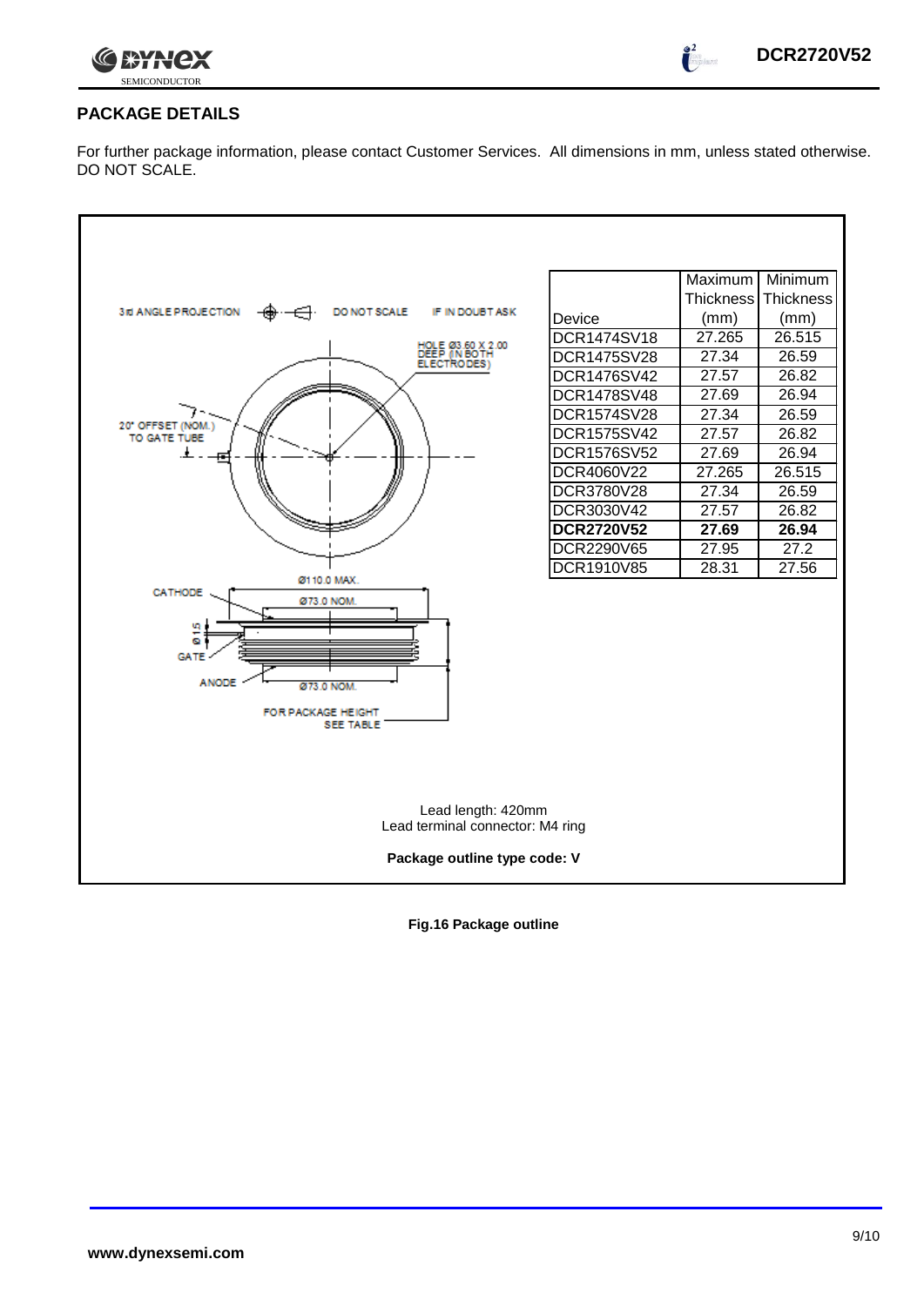## PACKAGE DETAILS

For further package information, please contact Customer Services. All dimensions in mm, unless stated otherwise. DO NOT SCALE.

3rd ANGLE PROJECTION   DO NOT SCALE   IF IN DOUBT ASK

HOLE Ø3.60 X 2.00 DEEP (IN BOTH ELECTRODES)

20° OFFSET (NOM.) TO GATE TUBE

Ø110.0 MAX.

Ø73.0 NOM.

CATHODE

Ø1.5

GATE

ANODE

Ø73.0 NOM.

FOR PACKAGE HEIGHT SEE TABLE

| Device | Maximum Thickness (mm) | Minimum Thickness (mm) |
|---|---|---|
| DCR1474SV18 | 27.265 | 26.515 |
| DCR1475SV28 | 27.34 | 26.59 |
| DCR1476SV42 | 27.57 | 26.82 |
| DCR1478SV48 | 27.69 | 26.94 |
| DCR1574SV28 | 27.34 | 26.59 |
| DCR1575SV42 | 27.57 | 26.82 |
| DCR1576SV52 | 27.69 | 26.94 |
| DCR4060V22 | 27.265 | 26.515 |
| DCR3780V28 | 27.34 | 26.59 |
| DCR3030V42 | 27.57 | 26.82 |
| **DCR2720V52** | **27.69** | **26.94** |
| DCR2290V65 | 27.95 | 27.2 |
| DCR1910V85 | 28.31 | 27.56 |

Lead length: 420mm
Lead terminal connector: M4 ring

**Package outline type code: V**

**Fig.16 Package outline**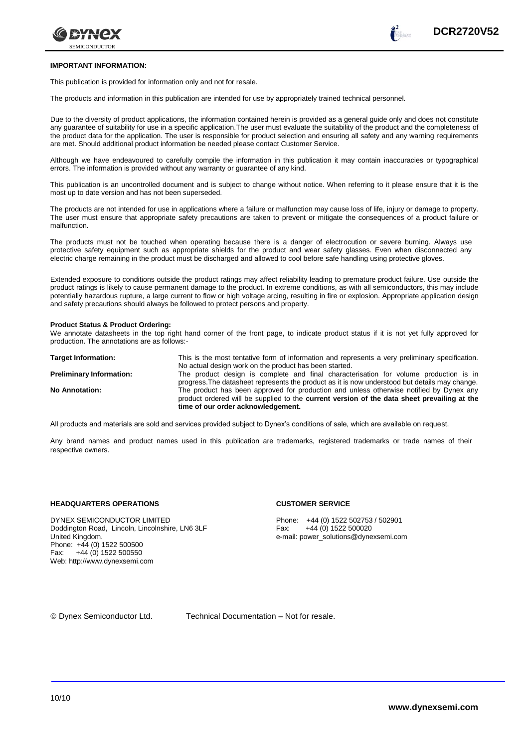**IMPORTANT INFORMATION:**

This publication is provided for information only and not for resale.

The products and information in this publication are intended for use by appropriately trained technical personnel.

Due to the diversity of product applications, the information contained herein is provided as a general guide only and does not constitute any guarantee of suitability for use in a specific application.The user must evaluate the suitability of the product and the completeness of the product data for the application. The user is responsible for product selection and ensuring all safety and any warning requirements are met. Should additional product information be needed please contact Customer Service.

Although we have endeavoured to carefully compile the information in this publication it may contain inaccuracies or typographical errors. The information is provided without any warranty or guarantee of any kind.

This publication is an uncontrolled document and is subject to change without notice. When referring to it please ensure that it is the most up to date version and has not been superseded.

The products are not intended for use in applications where a failure or malfunction may cause loss of life, injury or damage to property. The user must ensure that appropriate safety precautions are taken to prevent or mitigate the consequences of a product failure or malfunction.

The products must not be touched when operating because there is a danger of electrocution or severe burning. Always use protective safety equipment such as appropriate shields for the product and wear safety glasses. Even when disconnected any electric charge remaining in the product must be discharged and allowed to cool before safe handling using protective gloves.

Extended exposure to conditions outside the product ratings may affect reliability leading to premature product failure. Use outside the product ratings is likely to cause permanent damage to the product. In extreme conditions, as with all semiconductors, this may include potentially hazardous rupture, a large current to flow or high voltage arcing, resulting in fire or explosion. Appropriate application design and safety precautions should always be followed to protect persons and property.

**Product Status & Product Ordering:**

We annotate datasheets in the top right hand corner of the front page, to indicate product status if it is not yet fully approved for production. The annotations are as follows:-

| | |
|---|---|
| **Target Information:** | This is the most tentative form of information and represents a very preliminary specification. No actual design work on the product has been started. |
| **Preliminary Information:** | The product design is complete and final characterisation for volume production is in progress.The datasheet represents the product as it is now understood but details may change. |
| **No Annotation:** | The product has been approved for production and unless otherwise notified by Dynex any product ordered will be supplied to the **current version of the data sheet prevailing at the time of our order acknowledgement.** |

All products and materials are sold and services provided subject to Dynex's conditions of sale, which are available on request.

Any brand names and product names used in this publication are trademarks, registered trademarks or trade names of their respective owners.

**HEADQUARTERS OPERATIONS**

DYNEX SEMICONDUCTOR LIMITED
Doddington Road, Lincoln, Lincolnshire, LN6 3LF
United Kingdom.
Phone: +44 (0) 1522 500500
Fax: +44 (0) 1522 500550
Web: http://www.dynexsemi.com

**CUSTOMER SERVICE**

Phone: +44 (0) 1522 502753 / 502901
Fax: +44 (0) 1522 500020
e-mail: power_solutions@dynexsemi.com

© Dynex Semiconductor Ltd. Technical Documentation – Not for resale.